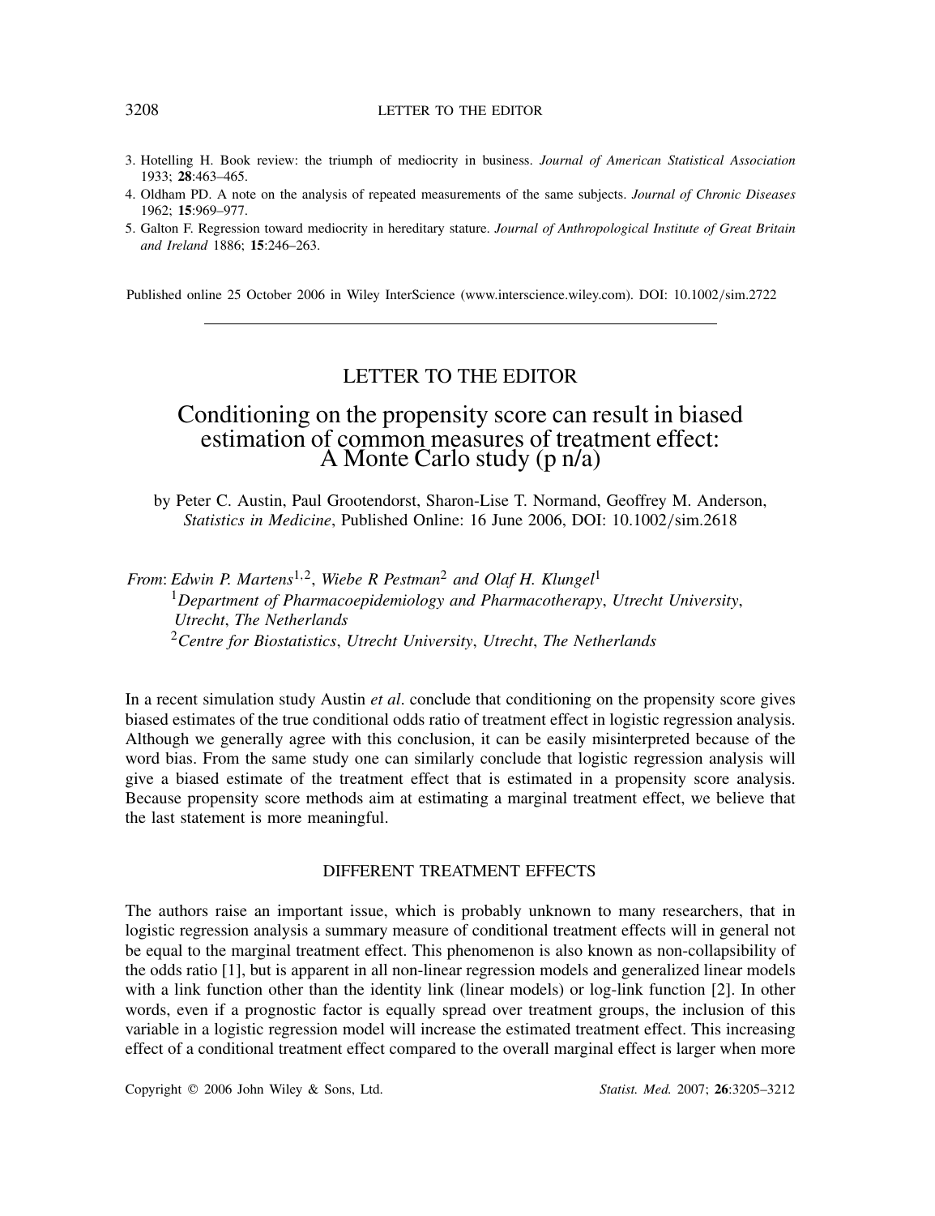3. Hotelling H. Book review: the triumph of mediocrity in business. *Journal of American Statistical Association* 1933; **28**:463–465.
4. Oldham PD. A note on the analysis of repeated measurements of the same subjects. *Journal of Chronic Diseases* 1962; **15**:969–977.
5. Galton F. Regression toward mediocrity in hereditary stature. *Journal of Anthropological Institute of Great Britain and Ireland* 1886; **15**:246–263.

Published online 25 October 2006 in Wiley InterScience (www.interscience.wiley.com). DOI: 10.1002/sim.2722

---

# LETTER TO THE EDITOR

## Conditioning on the propensity score can result in biased estimation of common measures of treatment effect: A Monte Carlo study (p n/a)

by Peter C. Austin, Paul Grootendorst, Sharon-Lise T. Normand, Geoffrey M. Anderson, *Statistics in Medicine*, Published Online: 16 June 2006, DOI: 10.1002/sim.2618

*From*: *Edwin P. Martens*[1,2], *Wiebe R Pestman*[2] *and Olaf H. Klungel*[1]

[1]*Department of Pharmacoepidemiology and Pharmacotherapy*, *Utrecht University*, *Utrecht*, *The Netherlands*

[2]*Centre for Biostatistics*, *Utrecht University*, *Utrecht*, *The Netherlands*

In a recent simulation study Austin *et al*. conclude that conditioning on the propensity score gives biased estimates of the true conditional odds ratio of treatment effect in logistic regression analysis. Although we generally agree with this conclusion, it can be easily misinterpreted because of the word bias. From the same study one can similarly conclude that logistic regression analysis will give a biased estimate of the treatment effect that is estimated in a propensity score analysis. Because propensity score methods aim at estimating a marginal treatment effect, we believe that the last statement is more meaningful.

### DIFFERENT TREATMENT EFFECTS

The authors raise an important issue, which is probably unknown to many researchers, that in logistic regression analysis a summary measure of conditional treatment effects will in general not be equal to the marginal treatment effect. This phenomenon is also known as non-collapsibility of the odds ratio [1], but is apparent in all non-linear regression models and generalized linear models with a link function other than the identity link (linear models) or log-link function [2]. In other words, even if a prognostic factor is equally spread over treatment groups, the inclusion of this variable in a logistic regression model will increase the estimated treatment effect. This increasing effect of a conditional treatment effect compared to the overall marginal effect is larger when more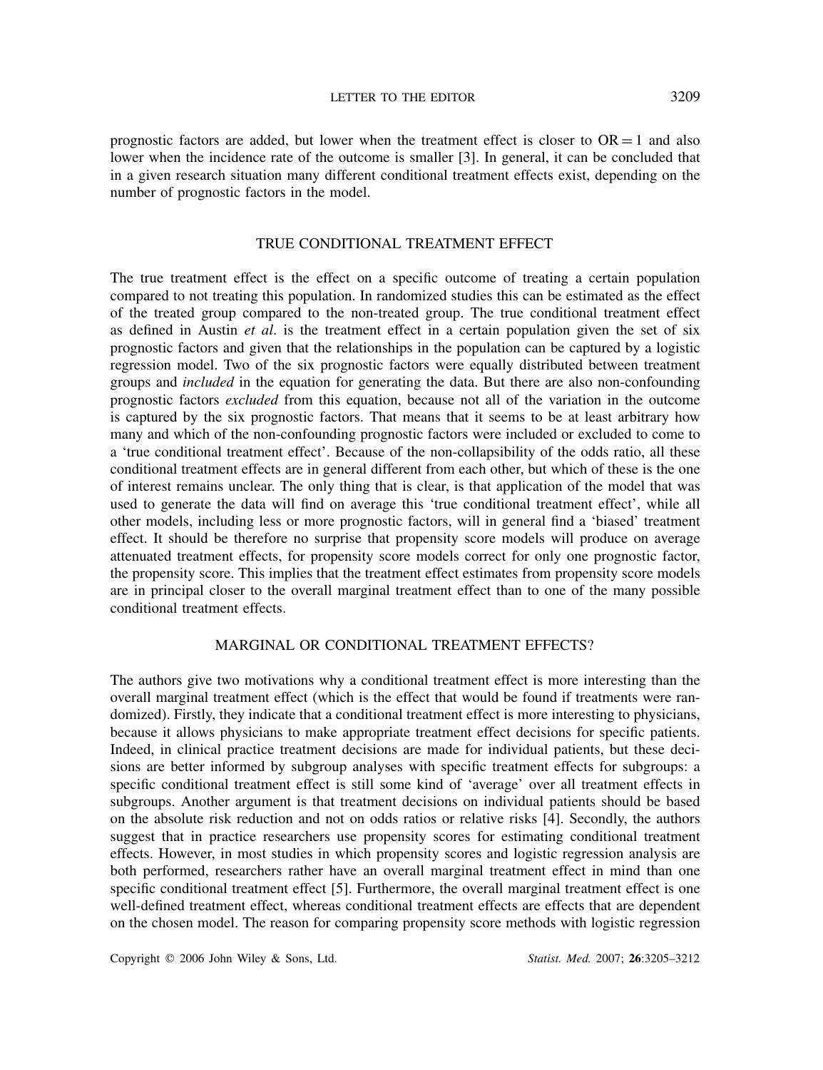prognostic factors are added, but lower when the treatment effect is closer to $\mathrm{OR} = 1$ and also lower when the incidence rate of the outcome is smaller [3]. In general, it can be concluded that in a given research situation many different conditional treatment effects exist, depending on the number of prognostic factors in the model.

## TRUE CONDITIONAL TREATMENT EFFECT

The true treatment effect is the effect on a specific outcome of treating a certain population compared to not treating this population. In randomized studies this can be estimated as the effect of the treated group compared to the non-treated group. The true conditional treatment effect as defined in Austin *et al*. is the treatment effect in a certain population given the set of six prognostic factors and given that the relationships in the population can be captured by a logistic regression model. Two of the six prognostic factors were equally distributed between treatment groups and *included* in the equation for generating the data. But there are also non-confounding prognostic factors *excluded* from this equation, because not all of the variation in the outcome is captured by the six prognostic factors. That means that it seems to be at least arbitrary how many and which of the non-confounding prognostic factors were included or excluded to come to a 'true conditional treatment effect'. Because of the non-collapsibility of the odds ratio, all these conditional treatment effects are in general different from each other, but which of these is the one of interest remains unclear. The only thing that is clear, is that application of the model that was used to generate the data will find on average this 'true conditional treatment effect', while all other models, including less or more prognostic factors, will in general find a 'biased' treatment effect. It should be therefore no surprise that propensity score models will produce on average attenuated treatment effects, for propensity score models correct for only one prognostic factor, the propensity score. This implies that the treatment effect estimates from propensity score models are in principal closer to the overall marginal treatment effect than to one of the many possible conditional treatment effects.

## MARGINAL OR CONDITIONAL TREATMENT EFFECTS?

The authors give two motivations why a conditional treatment effect is more interesting than the overall marginal treatment effect (which is the effect that would be found if treatments were randomized). Firstly, they indicate that a conditional treatment effect is more interesting to physicians, because it allows physicians to make appropriate treatment effect decisions for specific patients. Indeed, in clinical practice treatment decisions are made for individual patients, but these decisions are better informed by subgroup analyses with specific treatment effects for subgroups: a specific conditional treatment effect is still some kind of 'average' over all treatment effects in subgroups. Another argument is that treatment decisions on individual patients should be based on the absolute risk reduction and not on odds ratios or relative risks [4]. Secondly, the authors suggest that in practice researchers use propensity scores for estimating conditional treatment effects. However, in most studies in which propensity scores and logistic regression analysis are both performed, researchers rather have an overall marginal treatment effect in mind than one specific conditional treatment effect [5]. Furthermore, the overall marginal treatment effect is one well-defined treatment effect, whereas conditional treatment effects are effects that are dependent on the chosen model. The reason for comparing propensity score methods with logistic regression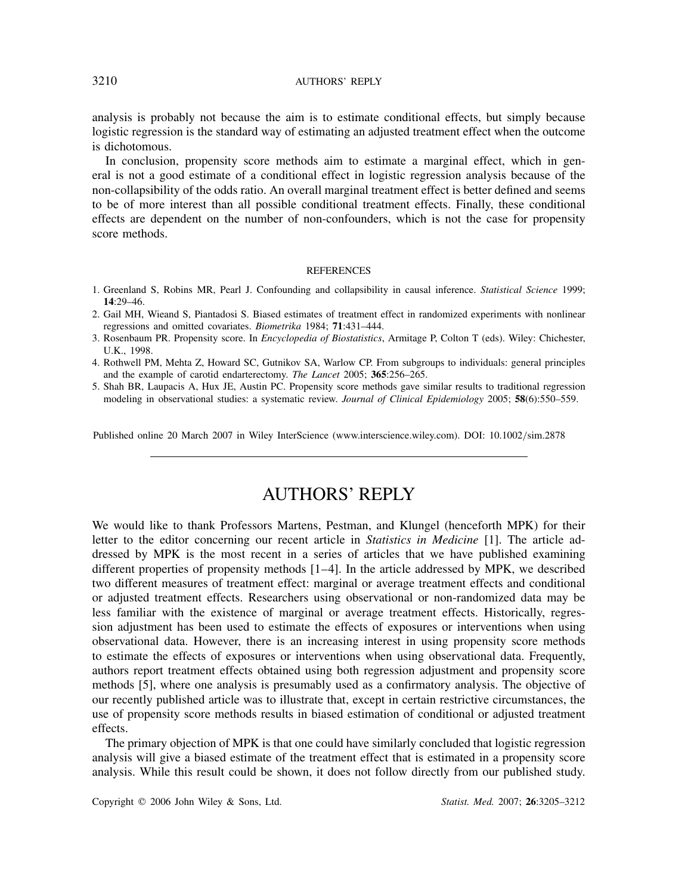analysis is probably not because the aim is to estimate conditional effects, but simply because logistic regression is the standard way of estimating an adjusted treatment effect when the outcome is dichotomous.

In conclusion, propensity score methods aim to estimate a marginal effect, which in general is not a good estimate of a conditional effect in logistic regression analysis because of the non-collapsibility of the odds ratio. An overall marginal treatment effect is better defined and seems to be of more interest than all possible conditional treatment effects. Finally, these conditional effects are dependent on the number of non-confounders, which is not the case for propensity score methods.

#### REFERENCES

1. Greenland S, Robins MR, Pearl J. Confounding and collapsibility in causal inference. *Statistical Science* 1999; **14**:29–46.
2. Gail MH, Wieand S, Piantadosi S. Biased estimates of treatment effect in randomized experiments with nonlinear regressions and omitted covariates. *Biometrika* 1984; **71**:431–444.
3. Rosenbaum PR. Propensity score. In *Encyclopedia of Biostatistics*, Armitage P, Colton T (eds). Wiley: Chichester, U.K., 1998.
4. Rothwell PM, Mehta Z, Howard SC, Gutnikov SA, Warlow CP. From subgroups to individuals: general principles and the example of carotid endarterectomy. *The Lancet* 2005; **365**:256–265.
5. Shah BR, Laupacis A, Hux JE, Austin PC. Propensity score methods gave similar results to traditional regression modeling in observational studies: a systematic review. *Journal of Clinical Epidemiology* 2005; **58**(6):550–559.

Published online 20 March 2007 in Wiley InterScience (www.interscience.wiley.com). DOI: 10.1002/sim.2878

---

# AUTHORS' REPLY

We would like to thank Professors Martens, Pestman, and Klungel (henceforth MPK) for their letter to the editor concerning our recent article in *Statistics in Medicine* [1]. The article addressed by MPK is the most recent in a series of articles that we have published examining different properties of propensity methods [1–4]. In the article addressed by MPK, we described two different measures of treatment effect: marginal or average treatment effects and conditional or adjusted treatment effects. Researchers using observational or non-randomized data may be less familiar with the existence of marginal or average treatment effects. Historically, regression adjustment has been used to estimate the effects of exposures or interventions when using observational data. However, there is an increasing interest in using propensity score methods to estimate the effects of exposures or interventions when using observational data. Frequently, authors report treatment effects obtained using both regression adjustment and propensity score methods [5], where one analysis is presumably used as a confirmatory analysis. The objective of our recently published article was to illustrate that, except in certain restrictive circumstances, the use of propensity score methods results in biased estimation of conditional or adjusted treatment effects.

The primary objection of MPK is that one could have similarly concluded that logistic regression analysis will give a biased estimate of the treatment effect that is estimated in a propensity score analysis. While this result could be shown, it does not follow directly from our published study.